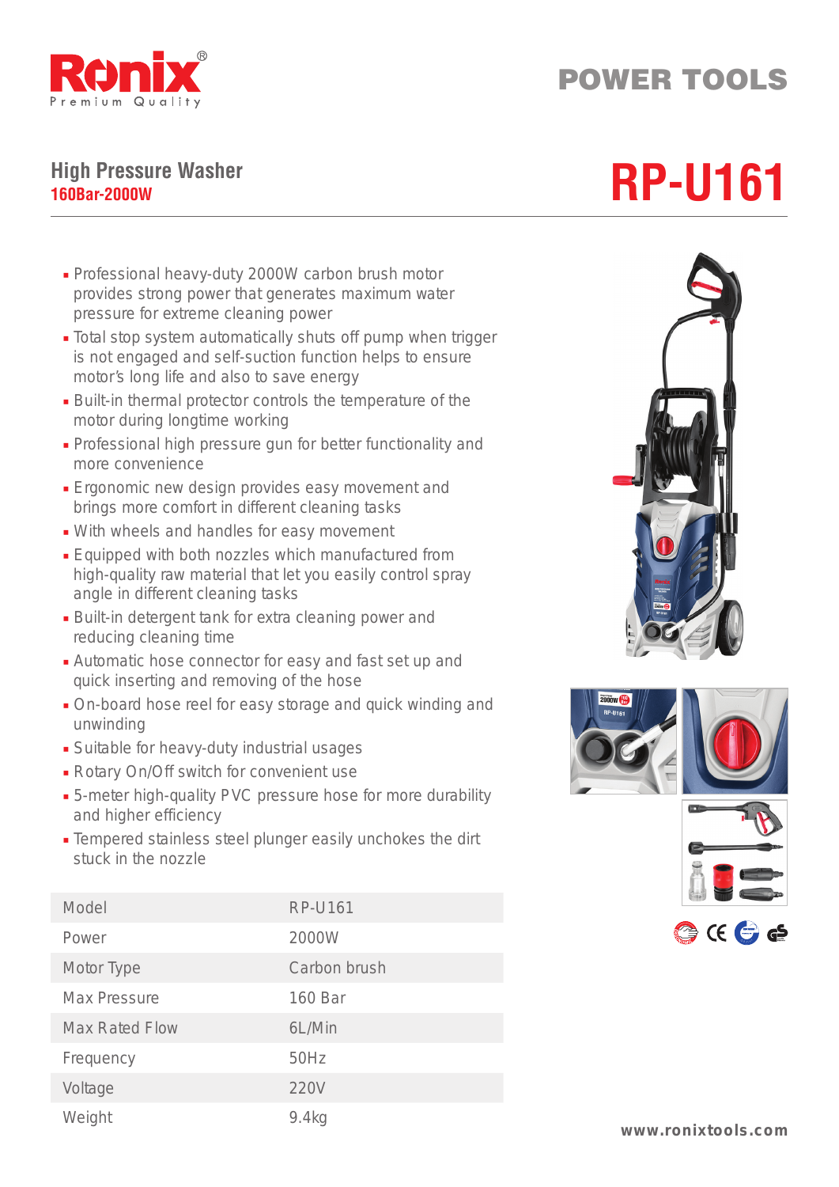Ronix
Premium Quality

# POWER TOOLS

## High Pressure Washer
**160Bar-2000W**

# RP-U161

- Professional heavy-duty 2000W carbon brush motor provides strong power that generates maximum water pressure for extreme cleaning power
- Total stop system automatically shuts off pump when trigger is not engaged and self-suction function helps to ensure motor's long life and also to save energy
- Built-in thermal protector controls the temperature of the motor during longtime working
- Professional high pressure gun for better functionality and more convenience
- Ergonomic new design provides easy movement and brings more comfort in different cleaning tasks
- With wheels and handles for easy movement
- Equipped with both nozzles which manufactured from high-quality raw material that let you easily control spray angle in different cleaning tasks
- Built-in detergent tank for extra cleaning power and reducing cleaning time
- Automatic hose connector for easy and fast set up and quick inserting and removing of the hose
- On-board hose reel for easy storage and quick winding and unwinding
- Suitable for heavy-duty industrial usages
- Rotary On/Off switch for convenient use
- 5-meter high-quality PVC pressure hose for more durability and higher efficiency
- Tempered stainless steel plunger easily unchokes the dirt stuck in the nozzle

| Model | RP-U161 |
| --- | --- |
| Power | 2000W |
| Motor Type | Carbon brush |
| Max Pressure | 160 Bar |
| Max Rated Flow | 6L/Min |
| Frequency | 50Hz |
| Voltage | 220V |
| Weight | 9.4kg |

www.ronixtools.com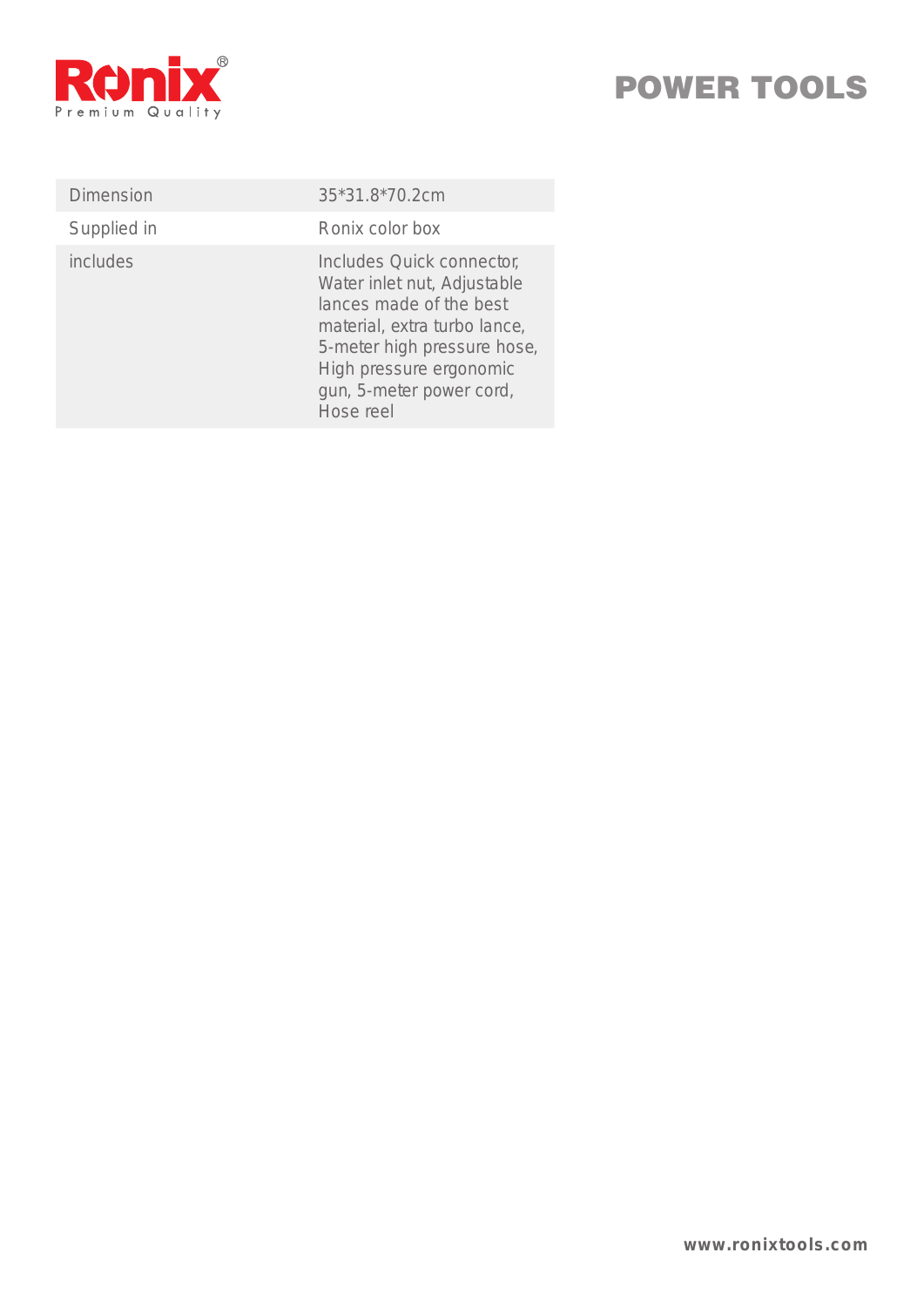| | |
|---|---|
| Dimension | 35*31.8*70.2cm |
| Supplied in | Ronix color box |
| includes | Includes Quick connector, Water inlet nut, Adjustable lances made of the best material, extra turbo lance, 5-meter high pressure hose, High pressure ergonomic gun, 5-meter power cord, Hose reel |